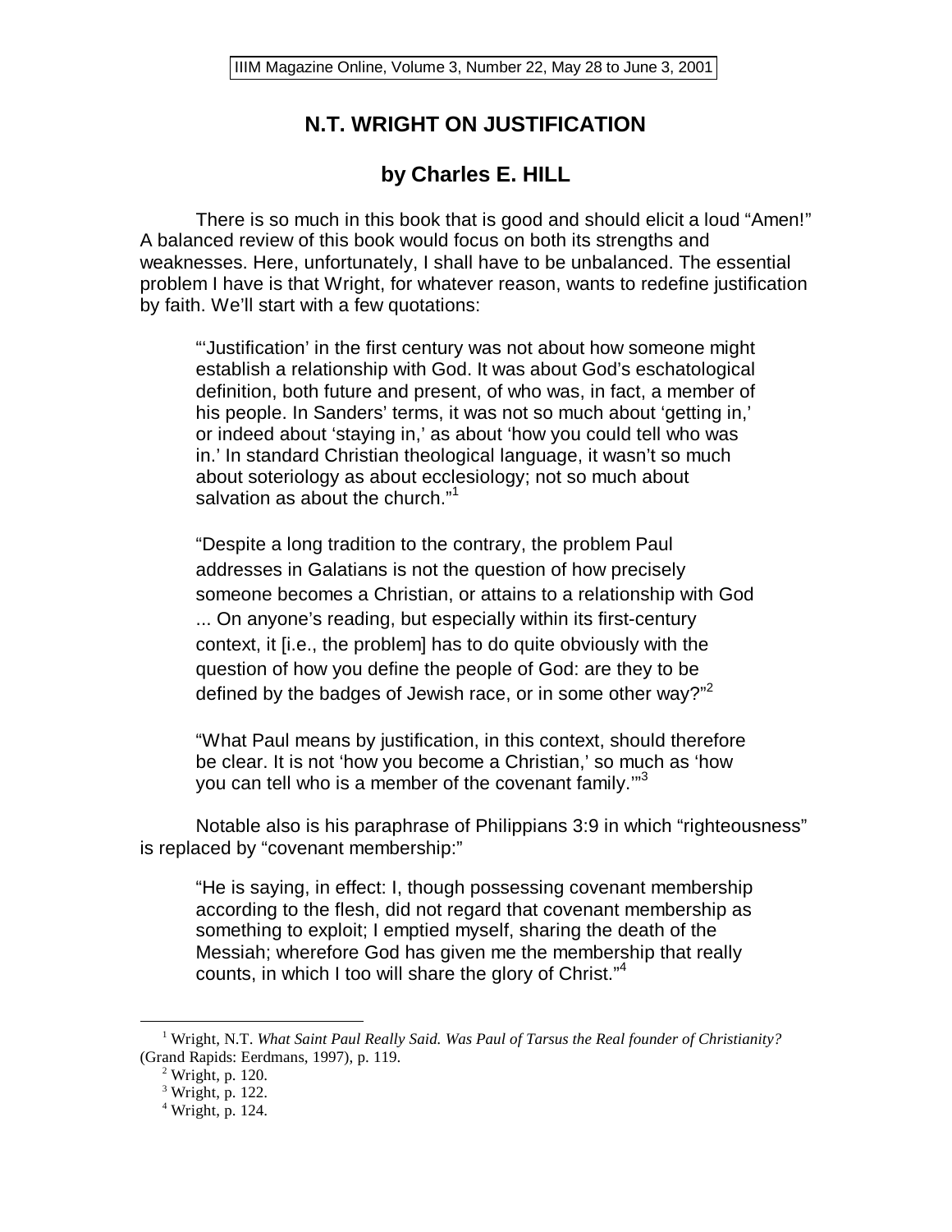# N.T. WRIGHT ON JUSTIFICATION

## by Charles E. HILL

There is so much in this book that is good and should elicit a loud "Amen!" A balanced review of this book would focus on both its strengths and weaknesses. Here, unfortunately, I shall have to be unbalanced. The essential problem I have is that Wright, for whatever reason, wants to redefine justification by faith. We'll start with a few quotations:

> "'Justification' in the first century was not about how someone might establish a relationship with God. It was about God's eschatological definition, both future and present, of who was, in fact, a member of his people. In Sanders' terms, it was not so much about 'getting in,' or indeed about 'staying in,' as about 'how you could tell who was in.' In standard Christian theological language, it wasn't so much about soteriology as about ecclesiology; not so much about salvation as about the church."[1]

> "Despite a long tradition to the contrary, the problem Paul addresses in Galatians is not the question of how precisely someone becomes a Christian, or attains to a relationship with God ... On anyone's reading, but especially within its first-century context, it [i.e., the problem] has to do quite obviously with the question of how you define the people of God: are they to be defined by the badges of Jewish race, or in some other way?"[2]

> "What Paul means by justification, in this context, should therefore be clear. It is not 'how you become a Christian,' so much as 'how you can tell who is a member of the covenant family.'"[3]

Notable also is his paraphrase of Philippians 3:9 in which "righteousness" is replaced by "covenant membership:"

> "He is saying, in effect: I, though possessing covenant membership according to the flesh, did not regard that covenant membership as something to exploit; I emptied myself, sharing the death of the Messiah; wherefore God has given me the membership that really counts, in which I too will share the glory of Christ."[4]

---

[1] Wright, N.T. *What Saint Paul Really Said. Was Paul of Tarsus the Real founder of Christianity?* (Grand Rapids: Eerdmans, 1997), p. 119.

[2] Wright, p. 120.

[3] Wright, p. 122.

[4] Wright, p. 124.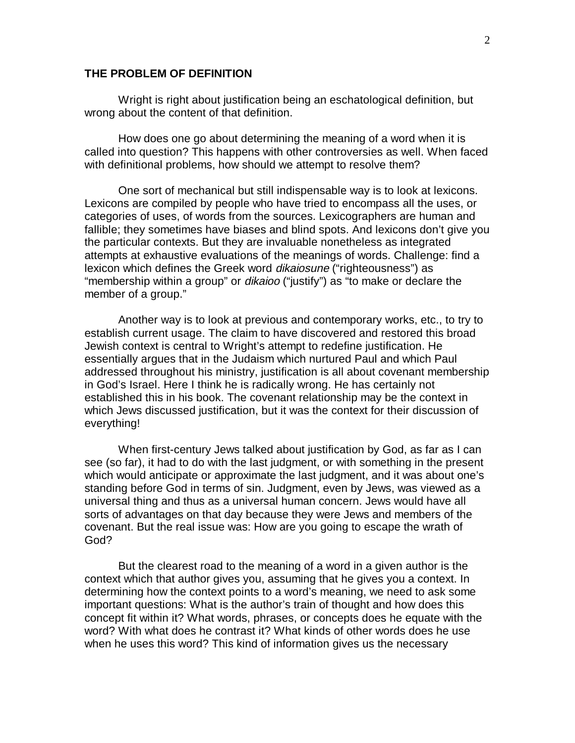**THE PROBLEM OF DEFINITION**

Wright is right about justification being an eschatological definition, but wrong about the content of that definition.

How does one go about determining the meaning of a word when it is called into question? This happens with other controversies as well. When faced with definitional problems, how should we attempt to resolve them?

One sort of mechanical but still indispensable way is to look at lexicons. Lexicons are compiled by people who have tried to encompass all the uses, or categories of uses, of words from the sources. Lexicographers are human and fallible; they sometimes have biases and blind spots. And lexicons don't give you the particular contexts. But they are invaluable nonetheless as integrated attempts at exhaustive evaluations of the meanings of words. Challenge: find a lexicon which defines the Greek word *dikaiosune* ("righteousness") as "membership within a group" or *dikaioo* ("justify") as "to make or declare the member of a group."

Another way is to look at previous and contemporary works, etc., to try to establish current usage. The claim to have discovered and restored this broad Jewish context is central to Wright's attempt to redefine justification. He essentially argues that in the Judaism which nurtured Paul and which Paul addressed throughout his ministry, justification is all about covenant membership in God's Israel. Here I think he is radically wrong. He has certainly not established this in his book. The covenant relationship may be the context in which Jews discussed justification, but it was the context for their discussion of everything!

When first-century Jews talked about justification by God, as far as I can see (so far), it had to do with the last judgment, or with something in the present which would anticipate or approximate the last judgment, and it was about one's standing before God in terms of sin. Judgment, even by Jews, was viewed as a universal thing and thus as a universal human concern. Jews would have all sorts of advantages on that day because they were Jews and members of the covenant. But the real issue was: How are you going to escape the wrath of God?

But the clearest road to the meaning of a word in a given author is the context which that author gives you, assuming that he gives you a context. In determining how the context points to a word's meaning, we need to ask some important questions: What is the author's train of thought and how does this concept fit within it? What words, phrases, or concepts does he equate with the word? With what does he contrast it? What kinds of other words does he use when he uses this word? This kind of information gives us the necessary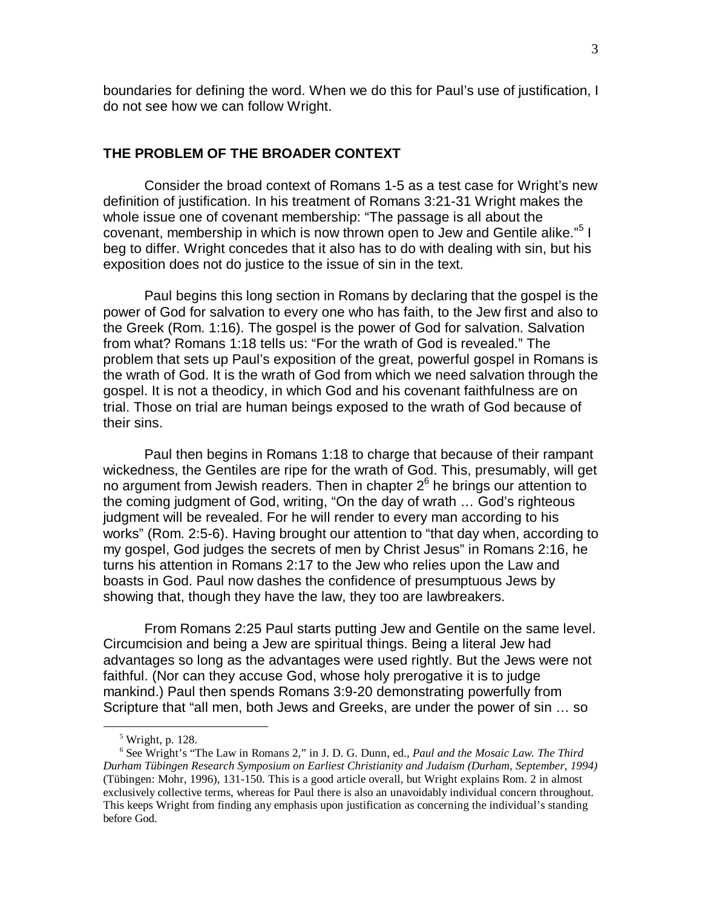boundaries for defining the word. When we do this for Paul's use of justification, I do not see how we can follow Wright.

## THE PROBLEM OF THE BROADER CONTEXT

Consider the broad context of Romans 1-5 as a test case for Wright's new definition of justification. In his treatment of Romans 3:21-31 Wright makes the whole issue one of covenant membership: "The passage is all about the covenant, membership in which is now thrown open to Jew and Gentile alike."[5] I beg to differ. Wright concedes that it also has to do with dealing with sin, but his exposition does not do justice to the issue of sin in the text.

Paul begins this long section in Romans by declaring that the gospel is the power of God for salvation to every one who has faith, to the Jew first and also to the Greek (Rom. 1:16). The gospel is the power of God for salvation. Salvation from what? Romans 1:18 tells us: "For the wrath of God is revealed." The problem that sets up Paul's exposition of the great, powerful gospel in Romans is the wrath of God. It is the wrath of God from which we need salvation through the gospel. It is not a theodicy, in which God and his covenant faithfulness are on trial. Those on trial are human beings exposed to the wrath of God because of their sins.

Paul then begins in Romans 1:18 to charge that because of their rampant wickedness, the Gentiles are ripe for the wrath of God. This, presumably, will get no argument from Jewish readers. Then in chapter 2[6] he brings our attention to the coming judgment of God, writing, "On the day of wrath … God's righteous judgment will be revealed. For he will render to every man according to his works" (Rom. 2:5-6). Having brought our attention to "that day when, according to my gospel, God judges the secrets of men by Christ Jesus" in Romans 2:16, he turns his attention in Romans 2:17 to the Jew who relies upon the Law and boasts in God. Paul now dashes the confidence of presumptuous Jews by showing that, though they have the law, they too are lawbreakers.

From Romans 2:25 Paul starts putting Jew and Gentile on the same level. Circumcision and being a Jew are spiritual things. Being a literal Jew had advantages so long as the advantages were used rightly. But the Jews were not faithful. (Nor can they accuse God, whose holy prerogative it is to judge mankind.) Paul then spends Romans 3:9-20 demonstrating powerfully from Scripture that "all men, both Jews and Greeks, are under the power of sin … so

---

[5] Wright, p. 128.

[6] See Wright's "The Law in Romans 2," in J. D. G. Dunn, ed., *Paul and the Mosaic Law. The Third Durham Tübingen Research Symposium on Earliest Christianity and Judaism (Durham, September, 1994)* (Tübingen: Mohr, 1996), 131-150. This is a good article overall, but Wright explains Rom. 2 in almost exclusively collective terms, whereas for Paul there is also an unavoidably individual concern throughout. This keeps Wright from finding any emphasis upon justification as concerning the individual's standing before God.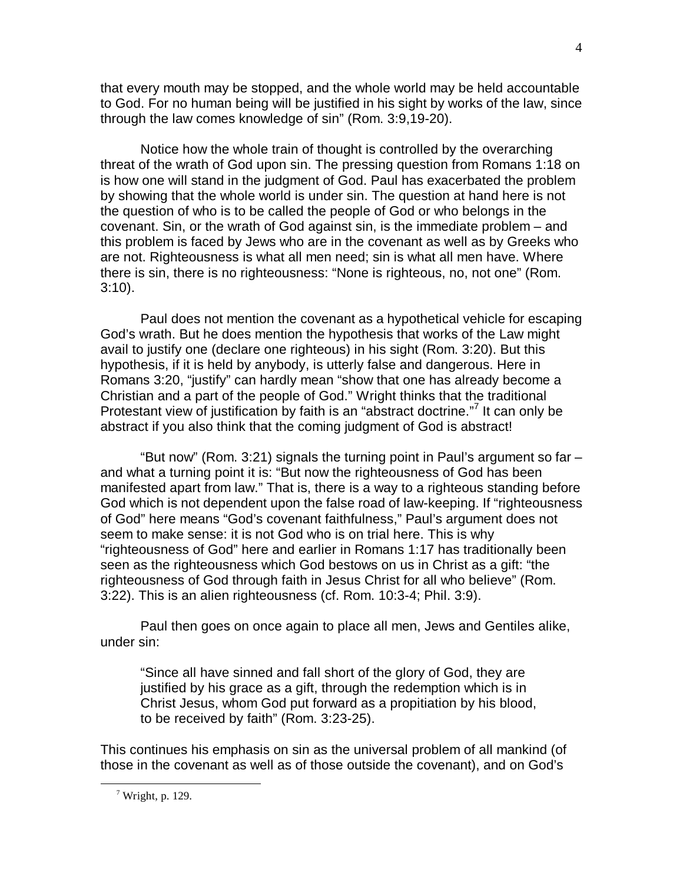that every mouth may be stopped, and the whole world may be held accountable to God. For no human being will be justified in his sight by works of the law, since through the law comes knowledge of sin" (Rom. 3:9,19-20).

Notice how the whole train of thought is controlled by the overarching threat of the wrath of God upon sin. The pressing question from Romans 1:18 on is how one will stand in the judgment of God. Paul has exacerbated the problem by showing that the whole world is under sin. The question at hand here is not the question of who is to be called the people of God or who belongs in the covenant. Sin, or the wrath of God against sin, is the immediate problem – and this problem is faced by Jews who are in the covenant as well as by Greeks who are not. Righteousness is what all men need; sin is what all men have. Where there is sin, there is no righteousness: "None is righteous, no, not one" (Rom. 3:10).

Paul does not mention the covenant as a hypothetical vehicle for escaping God's wrath. But he does mention the hypothesis that works of the Law might avail to justify one (declare one righteous) in his sight (Rom. 3:20). But this hypothesis, if it is held by anybody, is utterly false and dangerous. Here in Romans 3:20, "justify" can hardly mean "show that one has already become a Christian and a part of the people of God." Wright thinks that the traditional Protestant view of justification by faith is an "abstract doctrine."[7] It can only be abstract if you also think that the coming judgment of God is abstract!

"But now" (Rom. 3:21) signals the turning point in Paul's argument so far – and what a turning point it is: "But now the righteousness of God has been manifested apart from law." That is, there is a way to a righteous standing before God which is not dependent upon the false road of law-keeping. If "righteousness of God" here means "God's covenant faithfulness," Paul's argument does not seem to make sense: it is not God who is on trial here. This is why "righteousness of God" here and earlier in Romans 1:17 has traditionally been seen as the righteousness which God bestows on us in Christ as a gift: "the righteousness of God through faith in Jesus Christ for all who believe" (Rom. 3:22). This is an alien righteousness (cf. Rom. 10:3-4; Phil. 3:9).

Paul then goes on once again to place all men, Jews and Gentiles alike, under sin:

> "Since all have sinned and fall short of the glory of God, they are justified by his grace as a gift, through the redemption which is in Christ Jesus, whom God put forward as a propitiation by his blood, to be received by faith" (Rom. 3:23-25).

This continues his emphasis on sin as the universal problem of all mankind (of those in the covenant as well as of those outside the covenant), and on God's

[7] Wright, p. 129.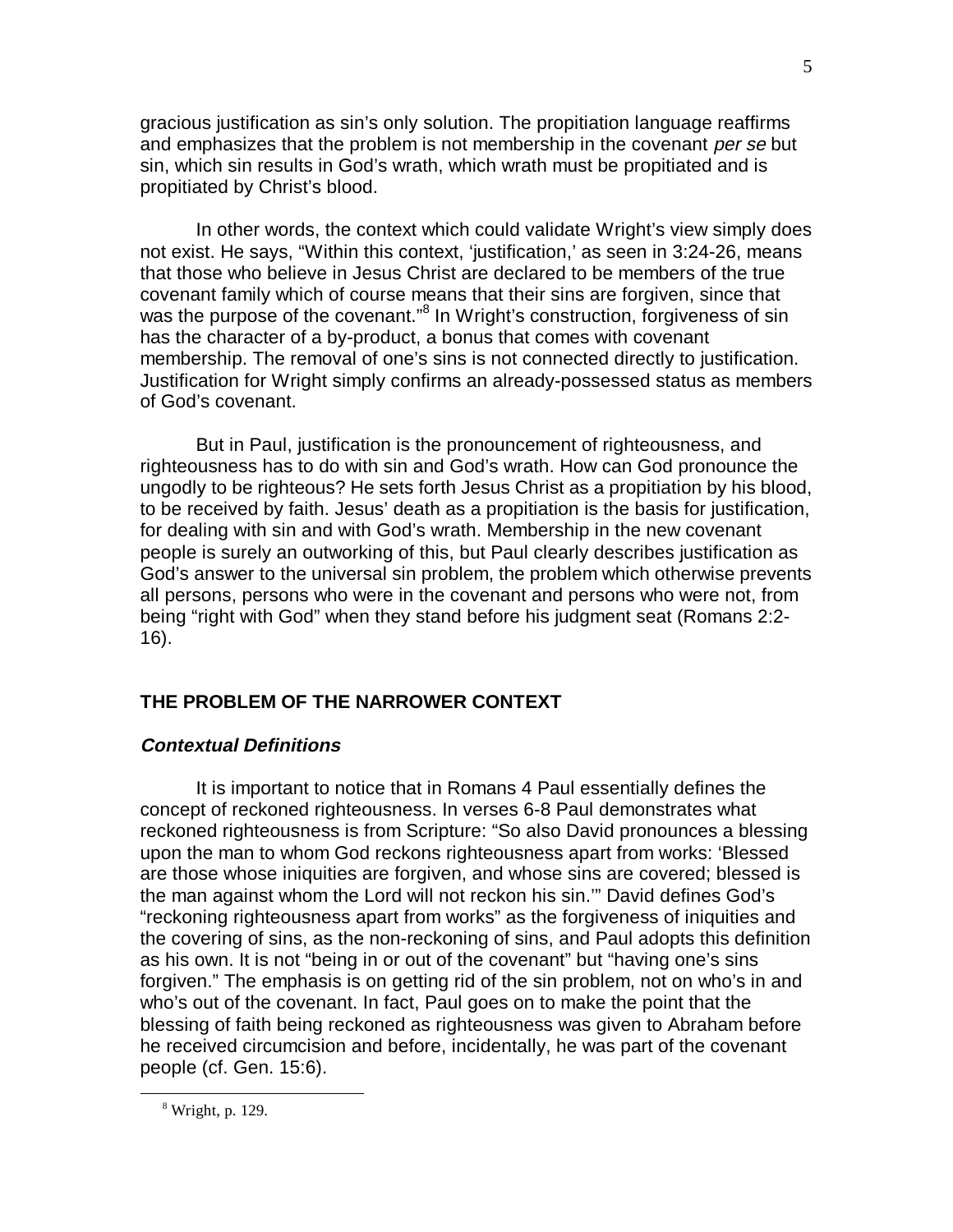gracious justification as sin's only solution. The propitiation language reaffirms and emphasizes that the problem is not membership in the covenant *per se* but sin, which sin results in God's wrath, which wrath must be propitiated and is propitiated by Christ's blood.

In other words, the context which could validate Wright's view simply does not exist. He says, "Within this context, 'justification,' as seen in 3:24-26, means that those who believe in Jesus Christ are declared to be members of the true covenant family which of course means that their sins are forgiven, since that was the purpose of the covenant."[8] In Wright's construction, forgiveness of sin has the character of a by-product, a bonus that comes with covenant membership. The removal of one's sins is not connected directly to justification. Justification for Wright simply confirms an already-possessed status as members of God's covenant.

But in Paul, justification is the pronouncement of righteousness, and righteousness has to do with sin and God's wrath. How can God pronounce the ungodly to be righteous? He sets forth Jesus Christ as a propitiation by his blood, to be received by faith. Jesus' death as a propitiation is the basis for justification, for dealing with sin and with God's wrath. Membership in the new covenant people is surely an outworking of this, but Paul clearly describes justification as God's answer to the universal sin problem, the problem which otherwise prevents all persons, persons who were in the covenant and persons who were not, from being "right with God" when they stand before his judgment seat (Romans 2:2-16).

## THE PROBLEM OF THE NARROWER CONTEXT

### *Contextual Definitions*

It is important to notice that in Romans 4 Paul essentially defines the concept of reckoned righteousness. In verses 6-8 Paul demonstrates what reckoned righteousness is from Scripture: "So also David pronounces a blessing upon the man to whom God reckons righteousness apart from works: 'Blessed are those whose iniquities are forgiven, and whose sins are covered; blessed is the man against whom the Lord will not reckon his sin.'" David defines God's "reckoning righteousness apart from works" as the forgiveness of iniquities and the covering of sins, as the non-reckoning of sins, and Paul adopts this definition as his own. It is not "being in or out of the covenant" but "having one's sins forgiven." The emphasis is on getting rid of the sin problem, not on who's in and who's out of the covenant. In fact, Paul goes on to make the point that the blessing of faith being reckoned as righteousness was given to Abraham before he received circumcision and before, incidentally, he was part of the covenant people (cf. Gen. 15:6).

[8] Wright, p. 129.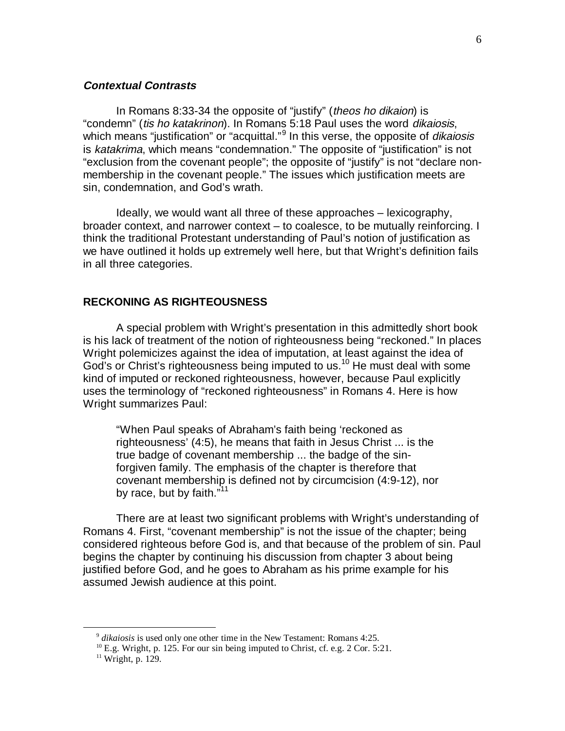***Contextual Contrasts***

In Romans 8:33-34 the opposite of "justify" (*theos ho dikaion*) is "condemn" (*tis ho katakrinon*). In Romans 5:18 Paul uses the word *dikaiosis*, which means "justification" or "acquittal."[9] In this verse, the opposite of *dikaiosis* is *katakrima*, which means "condemnation." The opposite of "justification" is not "exclusion from the covenant people"; the opposite of "justify" is not "declare non-membership in the covenant people." The issues which justification meets are sin, condemnation, and God's wrath.

Ideally, we would want all three of these approaches – lexicography, broader context, and narrower context – to coalesce, to be mutually reinforcing. I think the traditional Protestant understanding of Paul's notion of justification as we have outlined it holds up extremely well here, but that Wright's definition fails in all three categories.

**RECKONING AS RIGHTEOUSNESS**

A special problem with Wright's presentation in this admittedly short book is his lack of treatment of the notion of righteousness being "reckoned." In places Wright polemicizes against the idea of imputation, at least against the idea of God's or Christ's righteousness being imputed to us.[10] He must deal with some kind of imputed or reckoned righteousness, however, because Paul explicitly uses the terminology of "reckoned righteousness" in Romans 4. Here is how Wright summarizes Paul:

> "When Paul speaks of Abraham's faith being 'reckoned as righteousness' (4:5), he means that faith in Jesus Christ ... is the true badge of covenant membership ... the badge of the sin-forgiven family. The emphasis of the chapter is therefore that covenant membership is defined not by circumcision (4:9-12), nor by race, but by faith."[11]

There are at least two significant problems with Wright's understanding of Romans 4. First, "covenant membership" is not the issue of the chapter; being considered righteous before God is, and that because of the problem of sin. Paul begins the chapter by continuing his discussion from chapter 3 about being justified before God, and he goes to Abraham as his prime example for his assumed Jewish audience at this point.

---

[9] *dikaiosis* is used only one other time in the New Testament: Romans 4:25.

[10] E.g. Wright, p. 125. For our sin being imputed to Christ, cf. e.g. 2 Cor. 5:21.

[11] Wright, p. 129.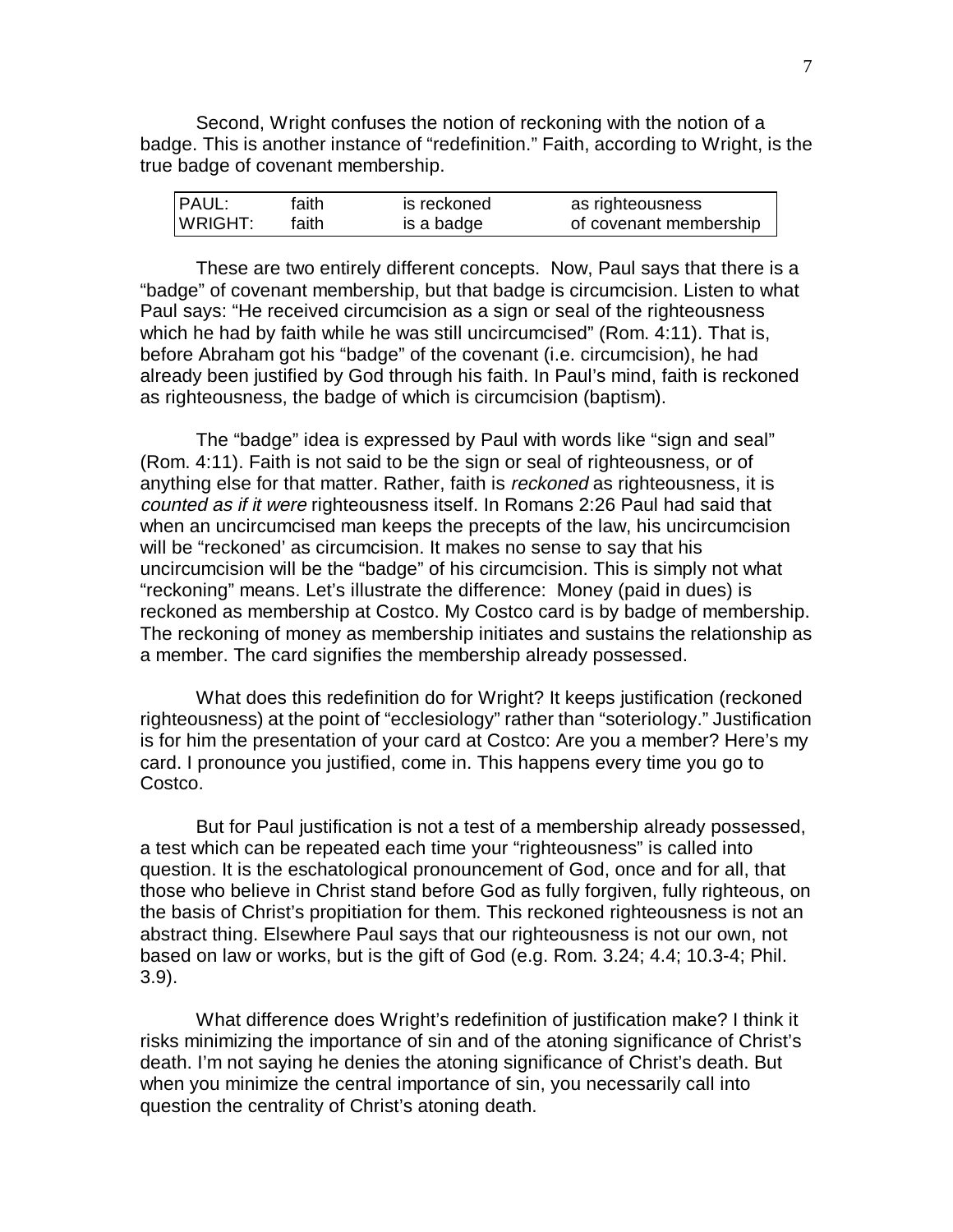Second, Wright confuses the notion of reckoning with the notion of a badge. This is another instance of "redefinition." Faith, according to Wright, is the true badge of covenant membership.

| PAUL: | faith | is reckoned | as righteousness |
|---|---|---|---|
| WRIGHT: | faith | is a badge | of covenant membership |

These are two entirely different concepts. Now, Paul says that there is a "badge" of covenant membership, but that badge is circumcision. Listen to what Paul says: "He received circumcision as a sign or seal of the righteousness which he had by faith while he was still uncircumcised" (Rom. 4:11). That is, before Abraham got his "badge" of the covenant (i.e. circumcision), he had already been justified by God through his faith. In Paul's mind, faith is reckoned as righteousness, the badge of which is circumcision (baptism).

The "badge" idea is expressed by Paul with words like "sign and seal" (Rom. 4:11). Faith is not said to be the sign or seal of righteousness, or of anything else for that matter. Rather, faith is *reckoned* as righteousness, it is *counted as if it were* righteousness itself. In Romans 2:26 Paul had said that when an uncircumcised man keeps the precepts of the law, his uncircumcision will be "reckoned' as circumcision. It makes no sense to say that his uncircumcision will be the "badge" of his circumcision. This is simply not what "reckoning" means. Let's illustrate the difference: Money (paid in dues) is reckoned as membership at Costco. My Costco card is by badge of membership. The reckoning of money as membership initiates and sustains the relationship as a member. The card signifies the membership already possessed.

What does this redefinition do for Wright? It keeps justification (reckoned righteousness) at the point of "ecclesiology" rather than "soteriology." Justification is for him the presentation of your card at Costco: Are you a member? Here's my card. I pronounce you justified, come in. This happens every time you go to Costco.

But for Paul justification is not a test of a membership already possessed, a test which can be repeated each time your "righteousness" is called into question. It is the eschatological pronouncement of God, once and for all, that those who believe in Christ stand before God as fully forgiven, fully righteous, on the basis of Christ's propitiation for them. This reckoned righteousness is not an abstract thing. Elsewhere Paul says that our righteousness is not our own, not based on law or works, but is the gift of God (e.g. Rom. 3.24; 4.4; 10.3-4; Phil. 3.9).

What difference does Wright's redefinition of justification make? I think it risks minimizing the importance of sin and of the atoning significance of Christ's death. I'm not saying he denies the atoning significance of Christ's death. But when you minimize the central importance of sin, you necessarily call into question the centrality of Christ's atoning death.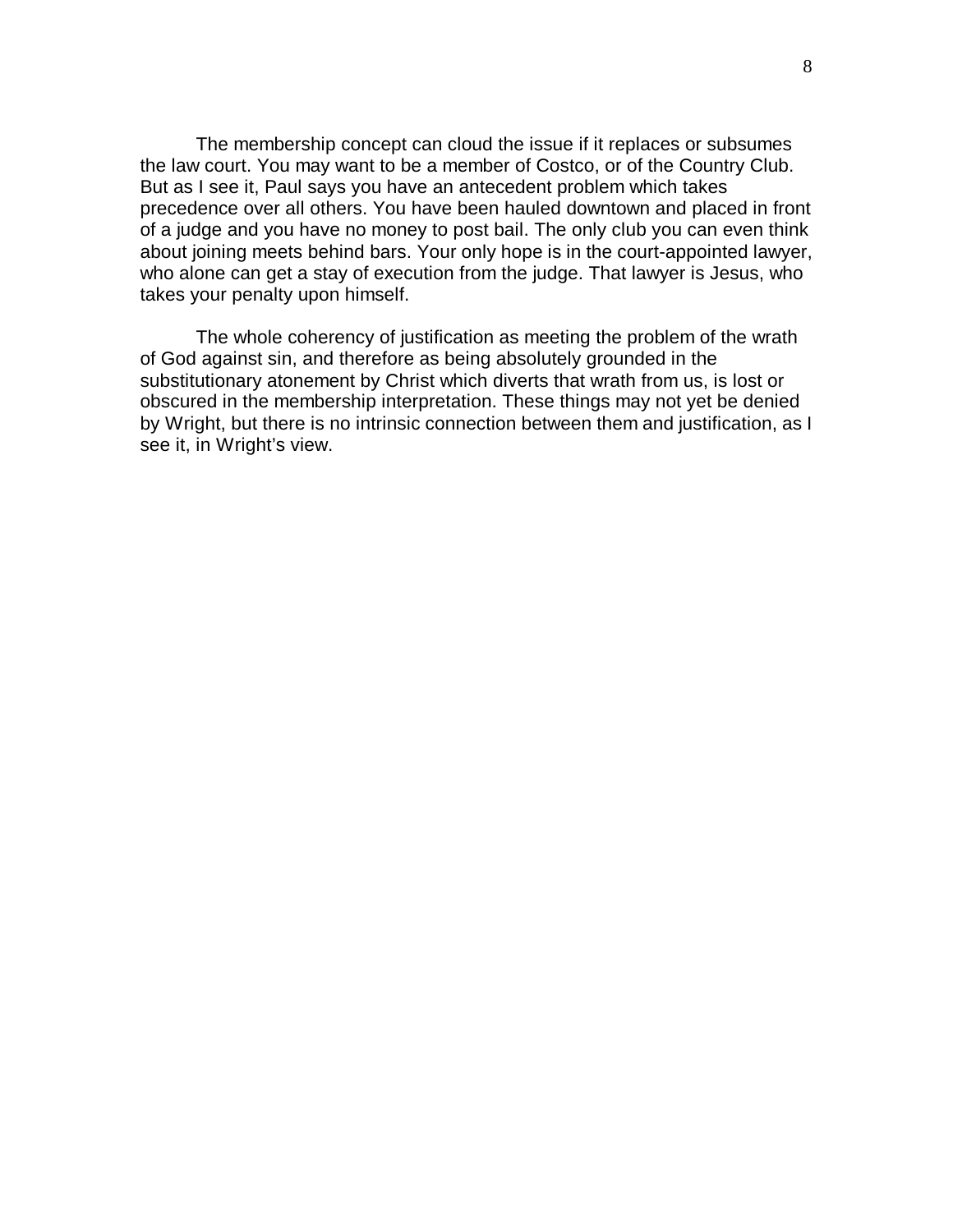The membership concept can cloud the issue if it replaces or subsumes the law court. You may want to be a member of Costco, or of the Country Club. But as I see it, Paul says you have an antecedent problem which takes precedence over all others. You have been hauled downtown and placed in front of a judge and you have no money to post bail. The only club you can even think about joining meets behind bars. Your only hope is in the court-appointed lawyer, who alone can get a stay of execution from the judge. That lawyer is Jesus, who takes your penalty upon himself.

The whole coherency of justification as meeting the problem of the wrath of God against sin, and therefore as being absolutely grounded in the substitutionary atonement by Christ which diverts that wrath from us, is lost or obscured in the membership interpretation. These things may not yet be denied by Wright, but there is no intrinsic connection between them and justification, as I see it, in Wright's view.